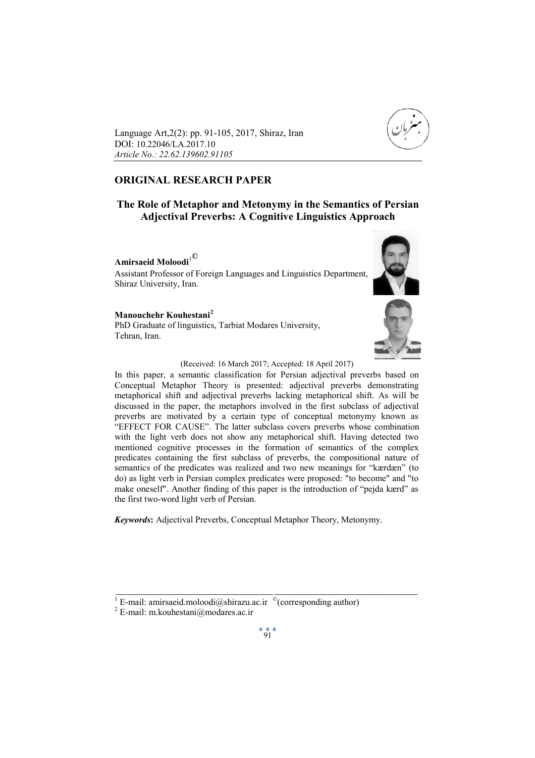Language Art,2(2): pp. 91-105, 2017, Shiraz, Iran
DOI: 10.22046/LA.2017.10
*Article No.: 22.62.139602.91105*

## ORIGINAL RESEARCH PAPER

# The Role of Metaphor and Metonymy in the Semantics of Persian Adjectival Preverbs: A Cognitive Linguistics Approach

**Amirsaeid Moloodi**[1©]
Assistant Professor of Foreign Languages and Linguistics Department, Shiraz University, Iran.

**Manouchehr Kouhestani**[2]
PhD Graduate of linguistics, Tarbiat Modares University, Tehran, Iran.

(Received: 16 March 2017; Accepted: 18 April 2017)

In this paper, a semantic classification for Persian adjectival preverbs based on Conceptual Metaphor Theory is presented: adjectival preverbs demonstrating metaphorical shift and adjectival preverbs lacking metaphorical shift. As will be discussed in the paper, the metaphors involved in the first subclass of adjectival preverbs are motivated by a certain type of conceptual metonymy known as "EFFECT FOR CAUSE". The latter subclass covers preverbs whose combination with the light verb does not show any metaphorical shift. Having detected two mentioned cognitive processes in the formation of semantics of the complex predicates containing the first subclass of preverbs, the compositional nature of semantics of the predicates was realized and two new meanings for "kærdæn" (to do) as light verb in Persian complex predicates were proposed: "to become" and "to make oneself". Another finding of this paper is the introduction of "pejda kærd" as the first two-word light verb of Persian.

***Keywords*:** Adjectival Preverbs, Conceptual Metaphor Theory, Metonymy.

---

[1] E-mail: amirsaeid.moloodi@shirazu.ac.ir ©(corresponding author)

[2] E-mail: m.kouhestani@modares.ac.ir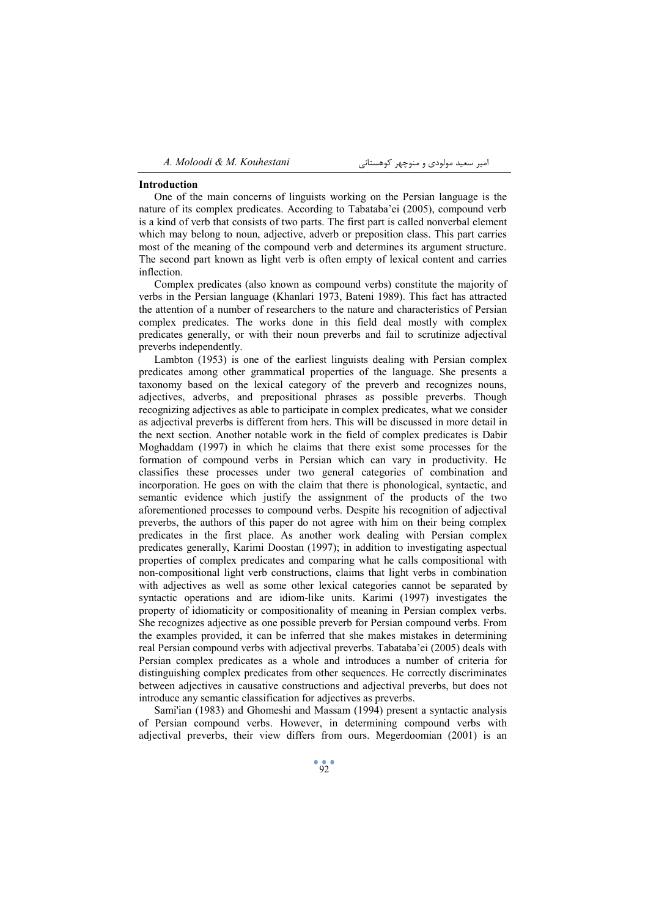**Introduction**

One of the main concerns of linguists working on the Persian language is the nature of its complex predicates. According to Tabataba'ei (2005), compound verb is a kind of verb that consists of two parts. The first part is called nonverbal element which may belong to noun, adjective, adverb or preposition class. This part carries most of the meaning of the compound verb and determines its argument structure. The second part known as light verb is often empty of lexical content and carries inflection.

Complex predicates (also known as compound verbs) constitute the majority of verbs in the Persian language (Khanlari 1973, Bateni 1989). This fact has attracted the attention of a number of researchers to the nature and characteristics of Persian complex predicates. The works done in this field deal mostly with complex predicates generally, or with their noun preverbs and fail to scrutinize adjectival preverbs independently.

Lambton (1953) is one of the earliest linguists dealing with Persian complex predicates among other grammatical properties of the language. She presents a taxonomy based on the lexical category of the preverb and recognizes nouns, adjectives, adverbs, and prepositional phrases as possible preverbs. Though recognizing adjectives as able to participate in complex predicates, what we consider as adjectival preverbs is different from hers. This will be discussed in more detail in the next section. Another notable work in the field of complex predicates is Dabir Moghaddam (1997) in which he claims that there exist some processes for the formation of compound verbs in Persian which can vary in productivity. He classifies these processes under two general categories of combination and incorporation. He goes on with the claim that there is phonological, syntactic, and semantic evidence which justify the assignment of the products of the two aforementioned processes to compound verbs. Despite his recognition of adjectival preverbs, the authors of this paper do not agree with him on their being complex predicates in the first place. As another work dealing with Persian complex predicates generally, Karimi Doostan (1997); in addition to investigating aspectual properties of complex predicates and comparing what he calls compositional with non-compositional light verb constructions, claims that light verbs in combination with adjectives as well as some other lexical categories cannot be separated by syntactic operations and are idiom-like units. Karimi (1997) investigates the property of idiomaticity or compositionality of meaning in Persian complex verbs. She recognizes adjective as one possible preverb for Persian compound verbs. From the examples provided, it can be inferred that she makes mistakes in determining real Persian compound verbs with adjectival preverbs. Tabataba'ei (2005) deals with Persian complex predicates as a whole and introduces a number of criteria for distinguishing complex predicates from other sequences. He correctly discriminates between adjectives in causative constructions and adjectival preverbs, but does not introduce any semantic classification for adjectives as preverbs.

Sami'ian (1983) and Ghomeshi and Massam (1994) present a syntactic analysis of Persian compound verbs. However, in determining compound verbs with adjectival preverbs, their view differs from ours. Megerdoomian (2001) is an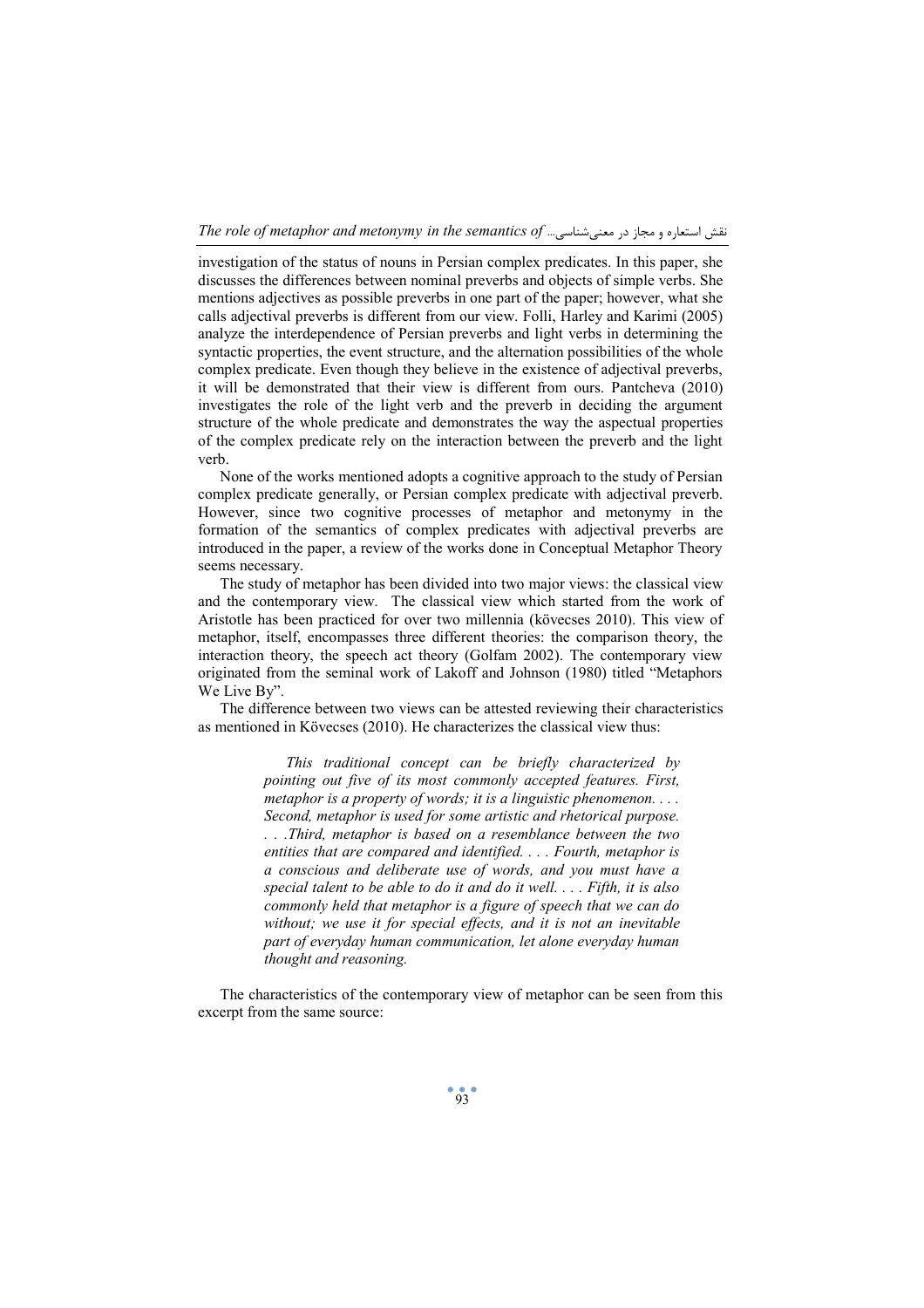investigation of the status of nouns in Persian complex predicates. In this paper, she discusses the differences between nominal preverbs and objects of simple verbs. She mentions adjectives as possible preverbs in one part of the paper; however, what she calls adjectival preverbs is different from our view. Folli, Harley and Karimi (2005) analyze the interdependence of Persian preverbs and light verbs in determining the syntactic properties, the event structure, and the alternation possibilities of the whole complex predicate. Even though they believe in the existence of adjectival preverbs, it will be demonstrated that their view is different from ours. Pantcheva (2010) investigates the role of the light verb and the preverb in deciding the argument structure of the whole predicate and demonstrates the way the aspectual properties of the complex predicate rely on the interaction between the preverb and the light verb.

None of the works mentioned adopts a cognitive approach to the study of Persian complex predicate generally, or Persian complex predicate with adjectival preverb. However, since two cognitive processes of metaphor and metonymy in the formation of the semantics of complex predicates with adjectival preverbs are introduced in the paper, a review of the works done in Conceptual Metaphor Theory seems necessary.

The study of metaphor has been divided into two major views: the classical view and the contemporary view. The classical view which started from the work of Aristotle has been practiced for over two millennia (kövecses 2010). This view of metaphor, itself, encompasses three different theories: the comparison theory, the interaction theory, the speech act theory (Golfam 2002). The contemporary view originated from the seminal work of Lakoff and Johnson (1980) titled "Metaphors We Live By".

The difference between two views can be attested reviewing their characteristics as mentioned in Kövecses (2010). He characterizes the classical view thus:

> *This traditional concept can be briefly characterized by pointing out five of its most commonly accepted features. First, metaphor is a property of words; it is a linguistic phenomenon. . . . Second, metaphor is used for some artistic and rhetorical purpose. . . .Third, metaphor is based on a resemblance between the two entities that are compared and identified. . . . Fourth, metaphor is a conscious and deliberate use of words, and you must have a special talent to be able to do it and do it well. . . . Fifth, it is also commonly held that metaphor is a figure of speech that we can do without; we use it for special effects, and it is not an inevitable part of everyday human communication, let alone everyday human thought and reasoning.*

The characteristics of the contemporary view of metaphor can be seen from this excerpt from the same source: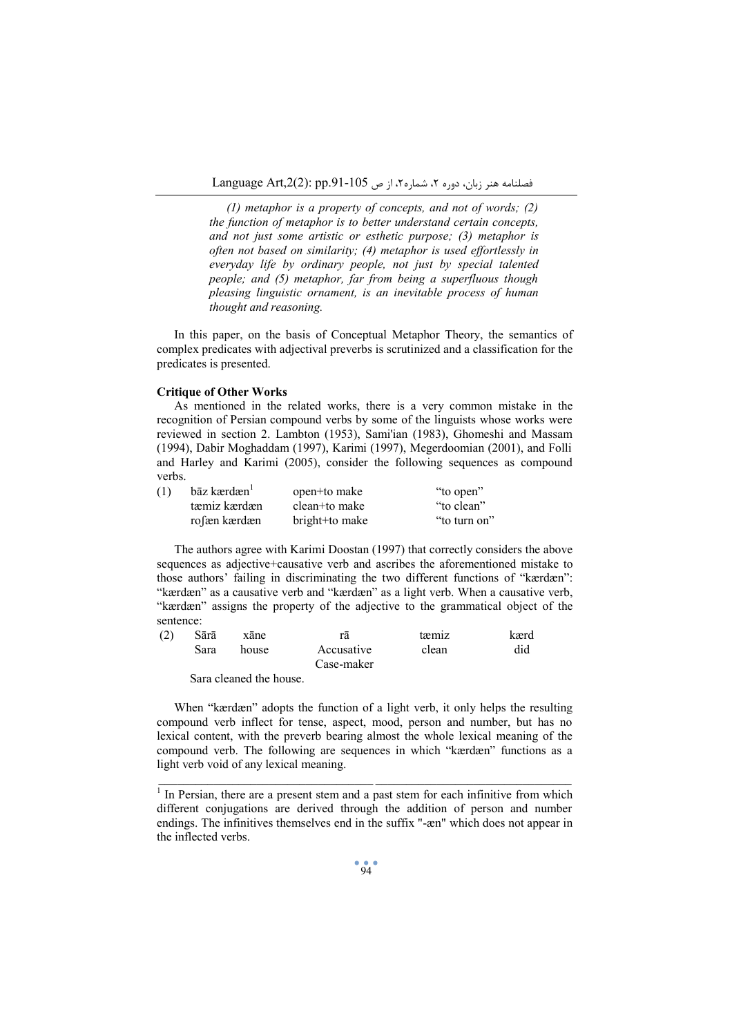> *(1) metaphor is a property of concepts, and not of words; (2) the function of metaphor is to better understand certain concepts, and not just some artistic or esthetic purpose; (3) metaphor is often not based on similarity; (4) metaphor is used effortlessly in everyday life by ordinary people, not just by special talented people; and (5) metaphor, far from being a superfluous though pleasing linguistic ornament, is an inevitable process of human thought and reasoning.*

In this paper, on the basis of Conceptual Metaphor Theory, the semantics of complex predicates with adjectival preverbs is scrutinized and a classification for the predicates is presented.

**Critique of Other Works**

As mentioned in the related works, there is a very common mistake in the recognition of Persian compound verbs by some of the linguists whose works were reviewed in section 2. Lambton (1953), Sami'ian (1983), Ghomeshi and Massam (1994), Dabir Moghaddam (1997), Karimi (1997), Megerdoomian (2001), and Folli and Harley and Karimi (2005), consider the following sequences as compound verbs.

| (1) | bāz kærdæn[1] | open+to make | "to open" |
|---|---|---|---|
| | tæmiz kærdæn | clean+to make | "to clean" |
| | roʃæn kærdæn | bright+to make | "to turn on" |

The authors agree with Karimi Doostan (1997) that correctly considers the above sequences as adjective+causative verb and ascribes the aforementioned mistake to those authors' failing in discriminating the two different functions of "kærdæn": "kærdæn" as a causative verb and "kærdæn" as a light verb. When a causative verb, "kærdæn" assigns the property of the adjective to the grammatical object of the sentence:

| (2) | Sārā | xāne | rā | tæmiz | kærd |
|---|---|---|---|---|---|
| | Sara | house | Accusative Case-maker | clean | did |

Sara cleaned the house.

When "kærdæn" adopts the function of a light verb, it only helps the resulting compound verb inflect for tense, aspect, mood, person and number, but has no lexical content, with the preverb bearing almost the whole lexical meaning of the compound verb. The following are sequences in which "kærdæn" functions as a light verb void of any lexical meaning.

---

[1] In Persian, there are a present stem and a past stem for each infinitive from which different conjugations are derived through the addition of person and number endings. The infinitives themselves end in the suffix "-æn" which does not appear in the inflected verbs.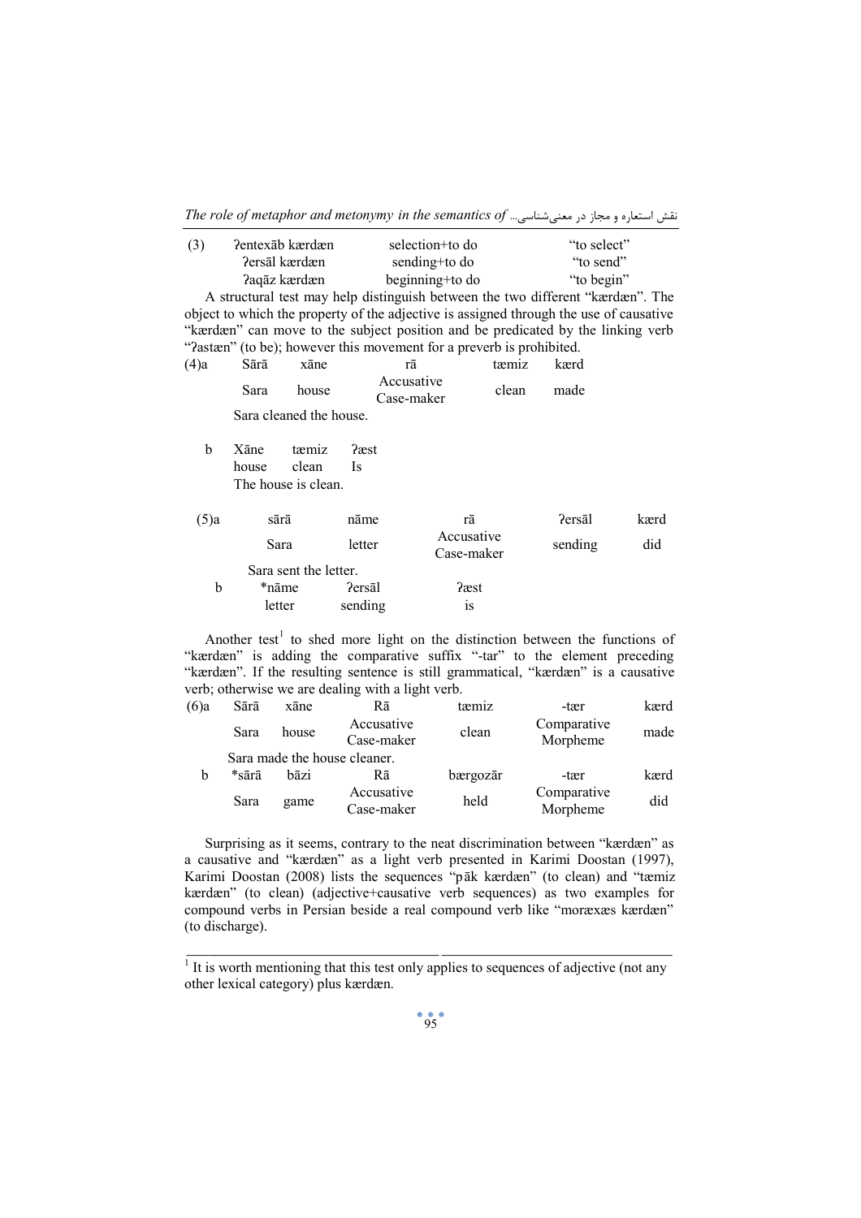| (3) | ʔentexāb kærdæn | selection+to do | "to select" |
|---|---|---|---|
| | ʔersāl kærdæn | sending+to do | "to send" |
| | ʔaqāz kærdæn | beginning+to do | "to begin" |

A structural test may help distinguish between the two different "kærdæn". The object to which the property of the adjective is assigned through the use of causative "kærdæn" can move to the subject position and be predicated by the linking verb "ʔastæn" (to be); however this movement for a preverb is prohibited.

| (4)a | Sārā | xāne | rā | tæmiz | kærd |
|---|---|---|---|---|---|
| | Sara | house | Accusative Case-maker | clean | made |
| | Sara cleaned the house. | | | | |

| b | Xāne | tæmiz | ʔæst |
|---|---|---|---|
| | house | clean | Is |
| | The house is clean. | | |

| (5)a | sārā | nāme | rā | ʔersāl | kærd |
|---|---|---|---|---|---|
| | Sara | letter | Accusative Case-maker | sending | did |
| | Sara sent the letter. | | | | |
| b | *nāme | ʔersāl | ʔæst | | |
| | letter | sending | is | | |

Another test[1] to shed more light on the distinction between the functions of "kærdæn" is adding the comparative suffix "-tar" to the element preceding "kærdæn". If the resulting sentence is still grammatical, "kærdæn" is a causative verb; otherwise we are dealing with a light verb.

| (6)a | Sārā | xāne | Rā | tæmiz | -tær | kærd |
|---|---|---|---|---|---|---|
| | Sara | house | Accusative Case-maker | clean | Comparative Morpheme | made |
| | Sara made the house cleaner. | | | | | |
| b | *sārā | bāzi | Rā | bærgozār | -tær | kærd |
| | Sara | game | Accusative Case-maker | held | Comparative Morpheme | did |

Surprising as it seems, contrary to the neat discrimination between "kærdæn" as a causative and "kærdæn" as a light verb presented in Karimi Doostan (1997), Karimi Doostan (2008) lists the sequences "pāk kærdæn" (to clean) and "tæmiz kærdæn" (to clean) (adjective+causative verb sequences) as two examples for compound verbs in Persian beside a real compound verb like "moræxæs kærdæn" (to discharge).

---

[1] It is worth mentioning that this test only applies to sequences of adjective (not any other lexical category) plus kærdæn.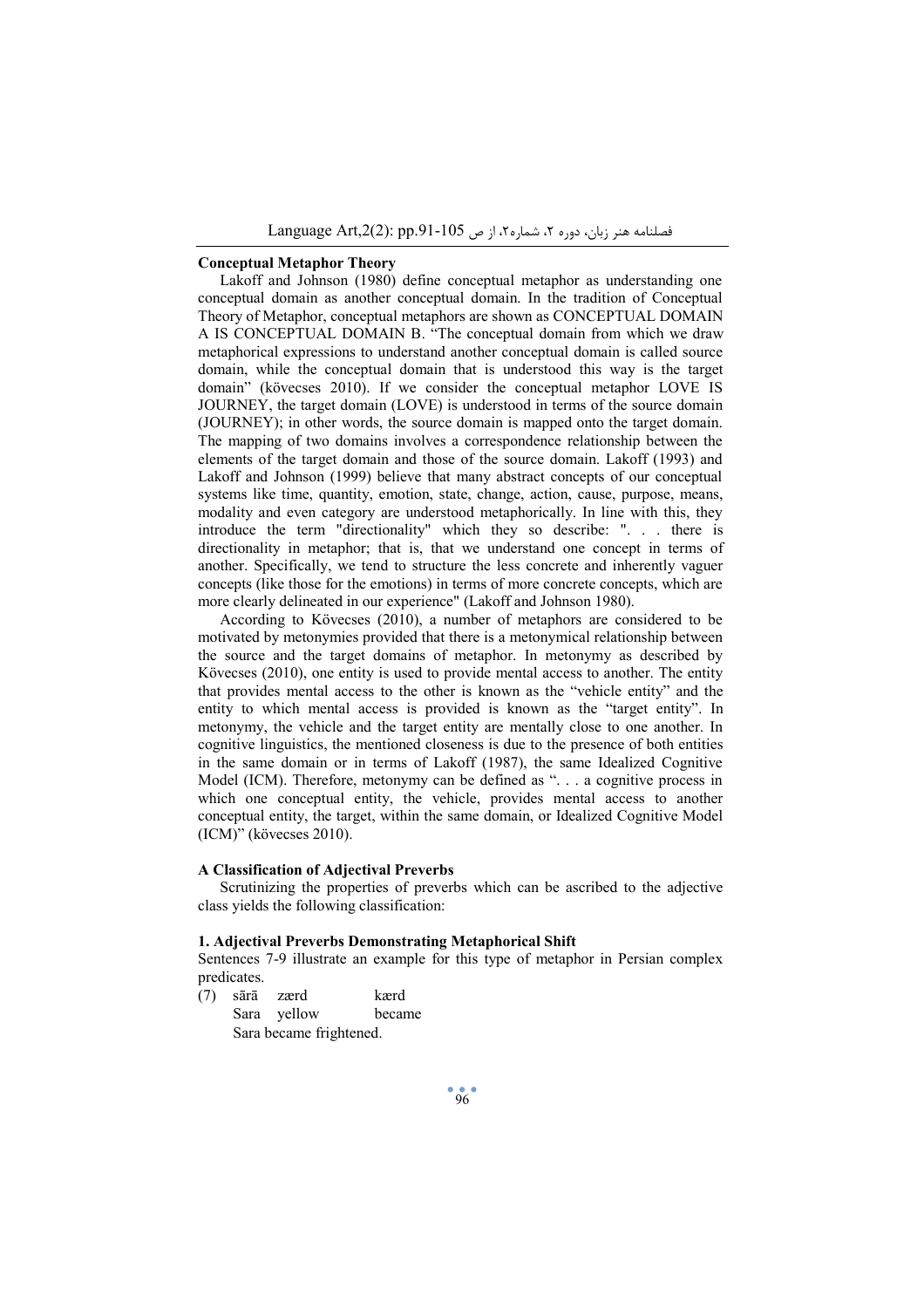**Conceptual Metaphor Theory**

Lakoff and Johnson (1980) define conceptual metaphor as understanding one conceptual domain as another conceptual domain. In the tradition of Conceptual Theory of Metaphor, conceptual metaphors are shown as CONCEPTUAL DOMAIN A IS CONCEPTUAL DOMAIN B. "The conceptual domain from which we draw metaphorical expressions to understand another conceptual domain is called source domain, while the conceptual domain that is understood this way is the target domain" (kövecses 2010). If we consider the conceptual metaphor LOVE IS JOURNEY, the target domain (LOVE) is understood in terms of the source domain (JOURNEY); in other words, the source domain is mapped onto the target domain. The mapping of two domains involves a correspondence relationship between the elements of the target domain and those of the source domain. Lakoff (1993) and Lakoff and Johnson (1999) believe that many abstract concepts of our conceptual systems like time, quantity, emotion, state, change, action, cause, purpose, means, modality and even category are understood metaphorically. In line with this, they introduce the term "directionality" which they so describe: ". . . there is directionality in metaphor; that is, that we understand one concept in terms of another. Specifically, we tend to structure the less concrete and inherently vaguer concepts (like those for the emotions) in terms of more concrete concepts, which are more clearly delineated in our experience" (Lakoff and Johnson 1980).

According to Kövecses (2010), a number of metaphors are considered to be motivated by metonymies provided that there is a metonymical relationship between the source and the target domains of metaphor. In metonymy as described by Kövecses (2010), one entity is used to provide mental access to another. The entity that provides mental access to the other is known as the "vehicle entity" and the entity to which mental access is provided is known as the "target entity". In metonymy, the vehicle and the target entity are mentally close to one another. In cognitive linguistics, the mentioned closeness is due to the presence of both entities in the same domain or in terms of Lakoff (1987), the same Idealized Cognitive Model (ICM). Therefore, metonymy can be defined as ". . . a cognitive process in which one conceptual entity, the vehicle, provides mental access to another conceptual entity, the target, within the same domain, or Idealized Cognitive Model (ICM)" (kövecses 2010).

**A Classification of Adjectival Preverbs**

Scrutinizing the properties of preverbs which can be ascribed to the adjective class yields the following classification:

**1. Adjectival Preverbs Demonstrating Metaphorical Shift**

Sentences 7-9 illustrate an example for this type of metaphor in Persian complex predicates.

(7) sārā zærd kærd
Sara yellow became
Sara became frightened.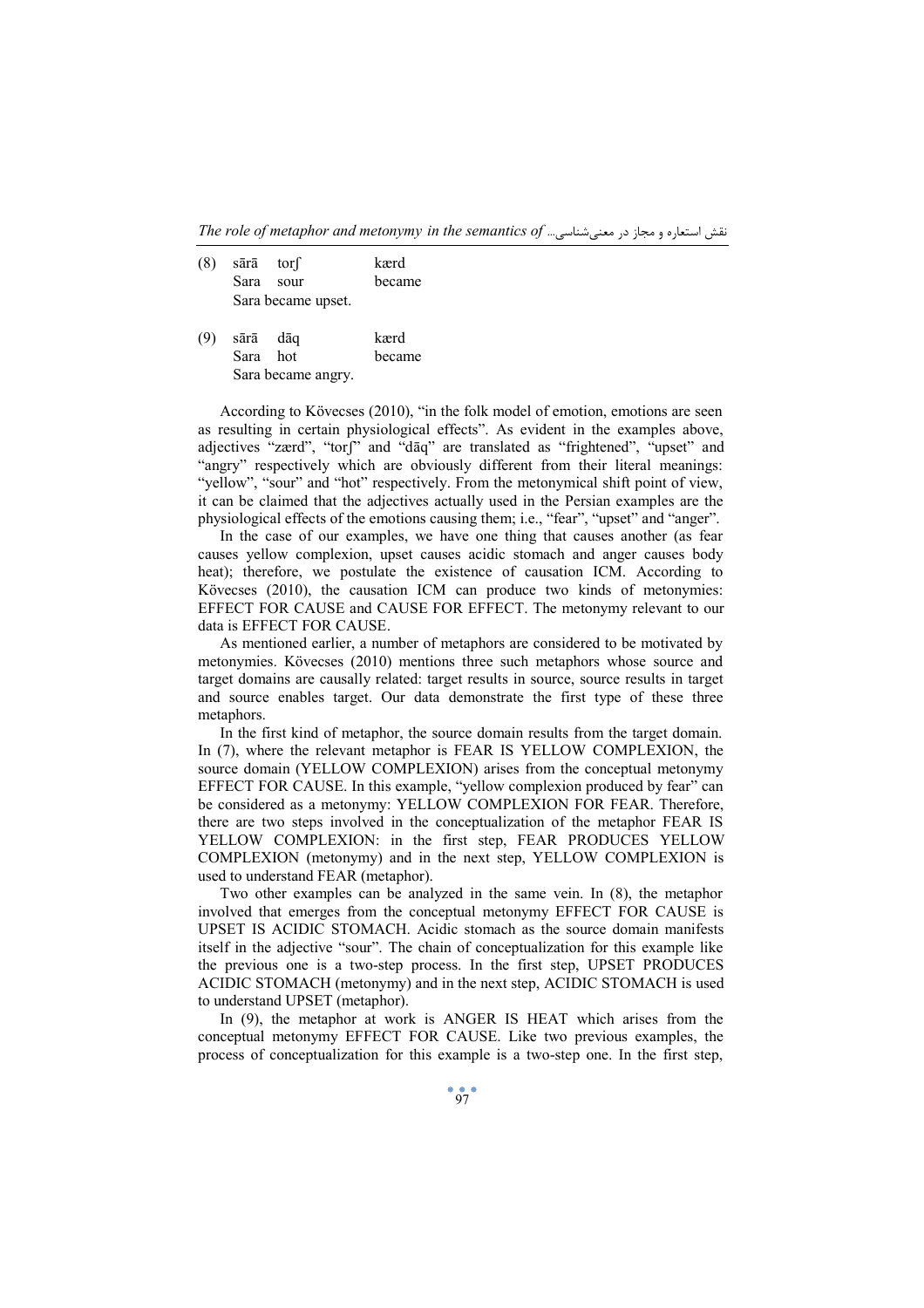(8) sārā torʃ kærd
Sara sour became
Sara became upset.

(9) sārā dāq kærd
Sara hot became
Sara became angry.

According to Kövecses (2010), "in the folk model of emotion, emotions are seen as resulting in certain physiological effects". As evident in the examples above, adjectives "zærd", "torʃ" and "dāq" are translated as "frightened", "upset" and "angry" respectively which are obviously different from their literal meanings: "yellow", "sour" and "hot" respectively. From the metonymical shift point of view, it can be claimed that the adjectives actually used in the Persian examples are the physiological effects of the emotions causing them; i.e., "fear", "upset" and "anger".

In the case of our examples, we have one thing that causes another (as fear causes yellow complexion, upset causes acidic stomach and anger causes body heat); therefore, we postulate the existence of causation ICM. According to Kövecses (2010), the causation ICM can produce two kinds of metonymies: EFFECT FOR CAUSE and CAUSE FOR EFFECT. The metonymy relevant to our data is EFFECT FOR CAUSE.

As mentioned earlier, a number of metaphors are considered to be motivated by metonymies. Kövecses (2010) mentions three such metaphors whose source and target domains are causally related: target results in source, source results in target and source enables target. Our data demonstrate the first type of these three metaphors.

In the first kind of metaphor, the source domain results from the target domain. In (7), where the relevant metaphor is FEAR IS YELLOW COMPLEXION, the source domain (YELLOW COMPLEXION) arises from the conceptual metonymy EFFECT FOR CAUSE. In this example, "yellow complexion produced by fear" can be considered as a metonymy: YELLOW COMPLEXION FOR FEAR. Therefore, there are two steps involved in the conceptualization of the metaphor FEAR IS YELLOW COMPLEXION: in the first step, FEAR PRODUCES YELLOW COMPLEXION (metonymy) and in the next step, YELLOW COMPLEXION is used to understand FEAR (metaphor).

Two other examples can be analyzed in the same vein. In (8), the metaphor involved that emerges from the conceptual metonymy EFFECT FOR CAUSE is UPSET IS ACIDIC STOMACH. Acidic stomach as the source domain manifests itself in the adjective "sour". The chain of conceptualization for this example like the previous one is a two-step process. In the first step, UPSET PRODUCES ACIDIC STOMACH (metonymy) and in the next step, ACIDIC STOMACH is used to understand UPSET (metaphor).

In (9), the metaphor at work is ANGER IS HEAT which arises from the conceptual metonymy EFFECT FOR CAUSE. Like two previous examples, the process of conceptualization for this example is a two-step one. In the first step,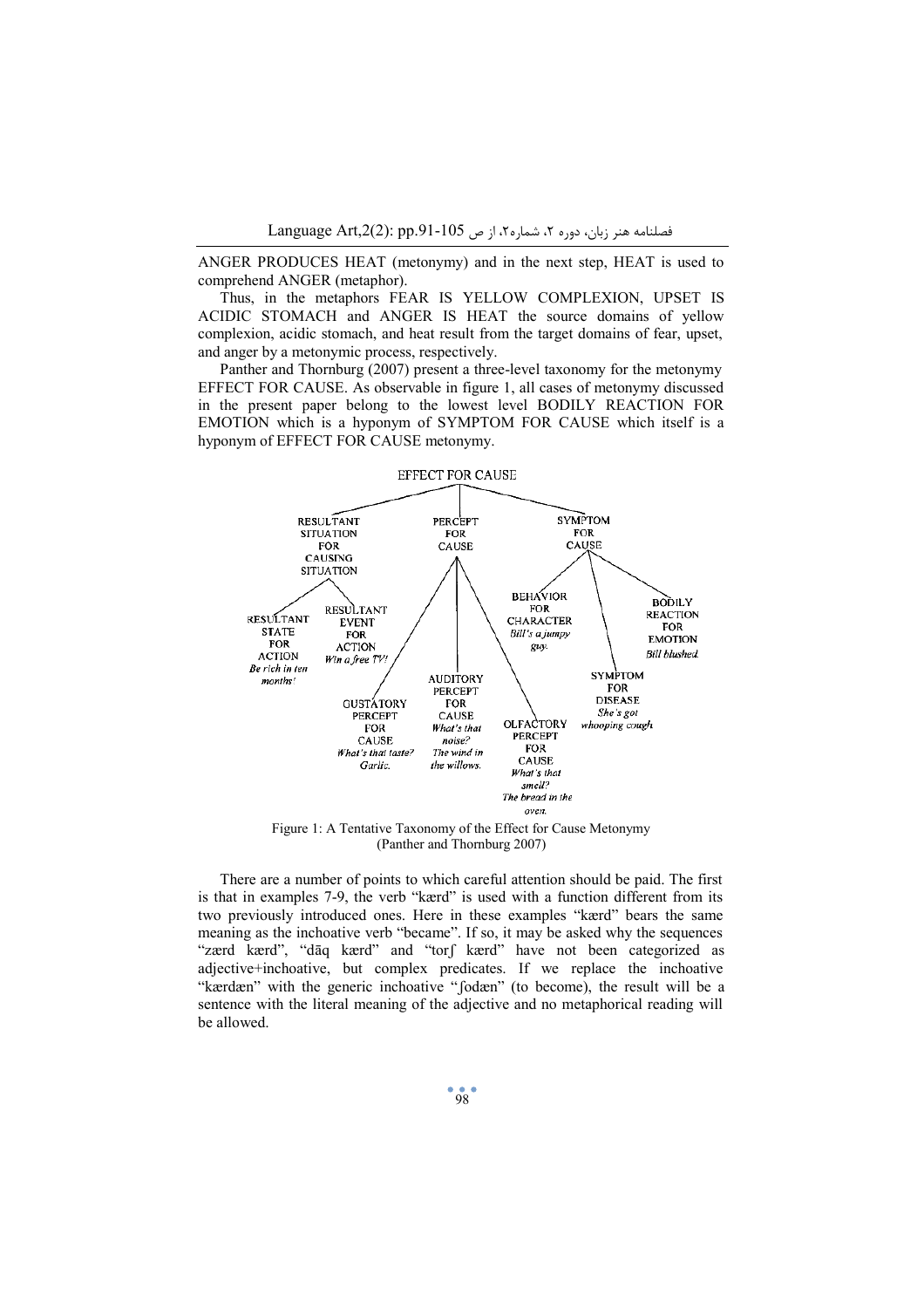ANGER PRODUCES HEAT (metonymy) and in the next step, HEAT is used to comprehend ANGER (metaphor).

Thus, in the metaphors FEAR IS YELLOW COMPLEXION, UPSET IS ACIDIC STOMACH and ANGER IS HEAT the source domains of yellow complexion, acidic stomach, and heat result from the target domains of fear, upset, and anger by a metonymic process, respectively.

Panther and Thornburg (2007) present a three-level taxonomy for the metonymy EFFECT FOR CAUSE. As observable in figure 1, all cases of metonymy discussed in the present paper belong to the lowest level BODILY REACTION FOR EMOTION which is a hyponym of SYMPTOM FOR CAUSE which itself is a hyponym of EFFECT FOR CAUSE metonymy.

- EFFECT FOR CAUSE
  - RESULTANT SITUATION FOR CAUSING SITUATION
    - RESULTANT STATE FOR ACTION — *Be rich in ten months!*
    - RESULTANT EVENT FOR ACTION — *Win a free TV!*
  - PERCEPT FOR CAUSE
    - GUSTATORY PERCEPT FOR CAUSE — *What's that taste? Garlic.*
    - AUDITORY PERCEPT FOR CAUSE — *What's that noise? The wind in the willows.*
    - OLFACTORY PERCEPT FOR CAUSE — *What's that smell? The bread in the oven.*
  - SYMPTOM FOR CAUSE
    - BEHAVIOR FOR CHARACTER — *Bill's a jumpy guy.*
    - SYMPTOM FOR DISEASE — *She's got whooping cough.*
    - BODILY REACTION FOR EMOTION — *Bill blushed.*

Figure 1: A Tentative Taxonomy of the Effect for Cause Metonymy (Panther and Thornburg 2007)

There are a number of points to which careful attention should be paid. The first is that in examples 7-9, the verb "kærd" is used with a function different from its two previously introduced ones. Here in these examples "kærd" bears the same meaning as the inchoative verb "became". If so, it may be asked why the sequences "zærd kærd", "dāq kærd" and "torʃ kærd" have not been categorized as adjective+inchoative, but complex predicates. If we replace the inchoative "kærdæn" with the generic inchoative "ʃodæn" (to become), the result will be a sentence with the literal meaning of the adjective and no metaphorical reading will be allowed.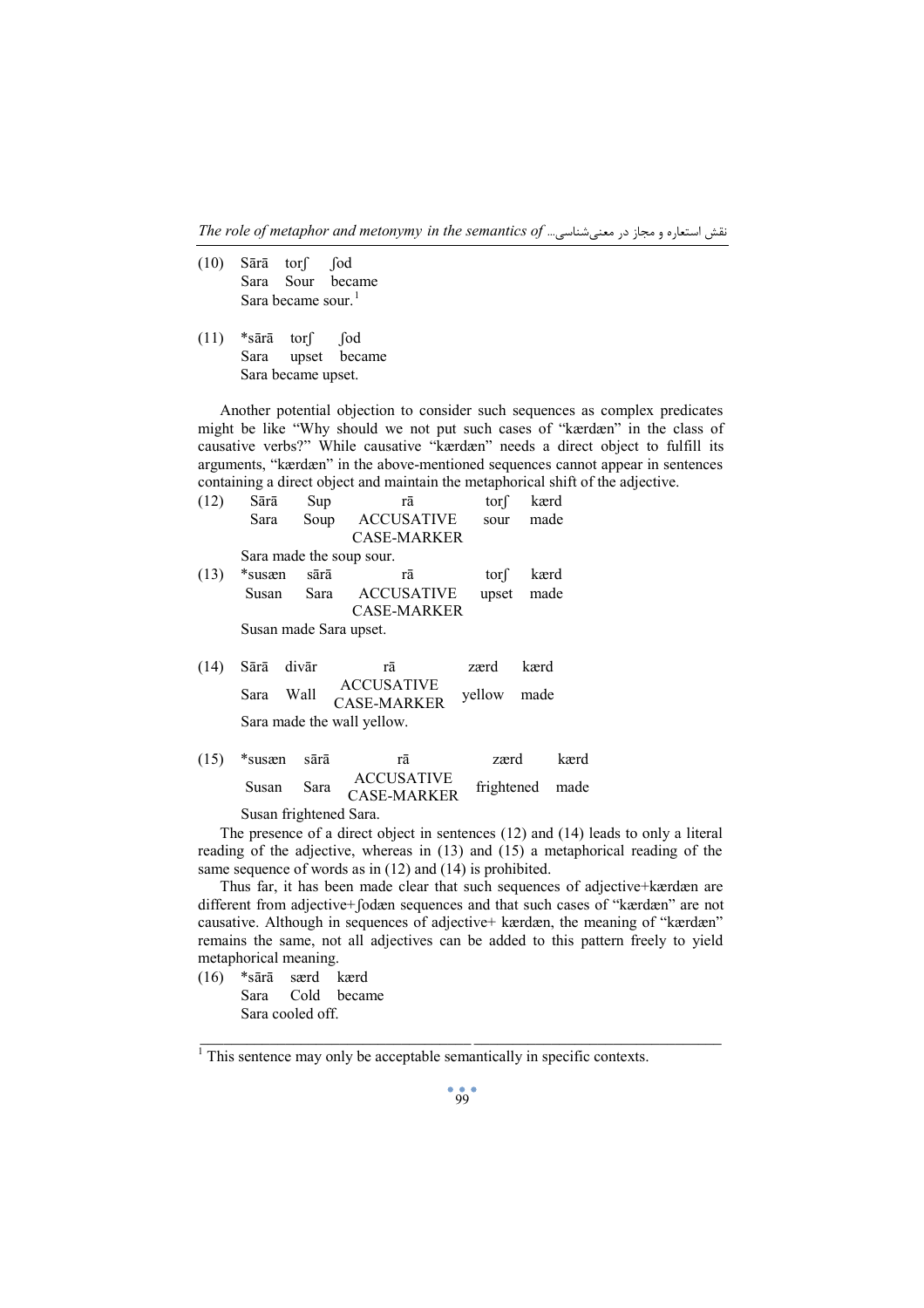(10) Sārā torʃ ʃod
Sara Sour became
Sara became sour.[1]

(11) *sārā torʃ ʃod
Sara upset became
Sara became upset.

Another potential objection to consider such sequences as complex predicates might be like "Why should we not put such cases of "kærdæn" in the class of causative verbs?" While causative "kærdæn" needs a direct object to fulfill its arguments, "kærdæn" in the above-mentioned sequences cannot appear in sentences containing a direct object and maintain the metaphorical shift of the adjective.

(12) Sārā Sup rā torʃ kærd
Sara Soup ACCUSATIVE CASE-MARKER sour made
Sara made the soup sour.

(13) *susæn sārā rā torʃ kærd
Susan Sara ACCUSATIVE CASE-MARKER upset made
Susan made Sara upset.

(14) Sārā divār rā zærd kærd
Sara Wall ACCUSATIVE CASE-MARKER yellow made
Sara made the wall yellow.

(15) *susæn sārā rā zærd kærd
Susan Sara ACCUSATIVE CASE-MARKER frightened made
Susan frightened Sara.

The presence of a direct object in sentences (12) and (14) leads to only a literal reading of the adjective, whereas in (13) and (15) a metaphorical reading of the same sequence of words as in (12) and (14) is prohibited.

Thus far, it has been made clear that such sequences of adjective+kærdæn are different from adjective+ʃodæn sequences and that such cases of "kærdæn" are not causative. Although in sequences of adjective+ kærdæn, the meaning of "kærdæn" remains the same, not all adjectives can be added to this pattern freely to yield metaphorical meaning.

(16) *sārā særd kærd
Sara Cold became
Sara cooled off.

---

[1] This sentence may only be acceptable semantically in specific contexts.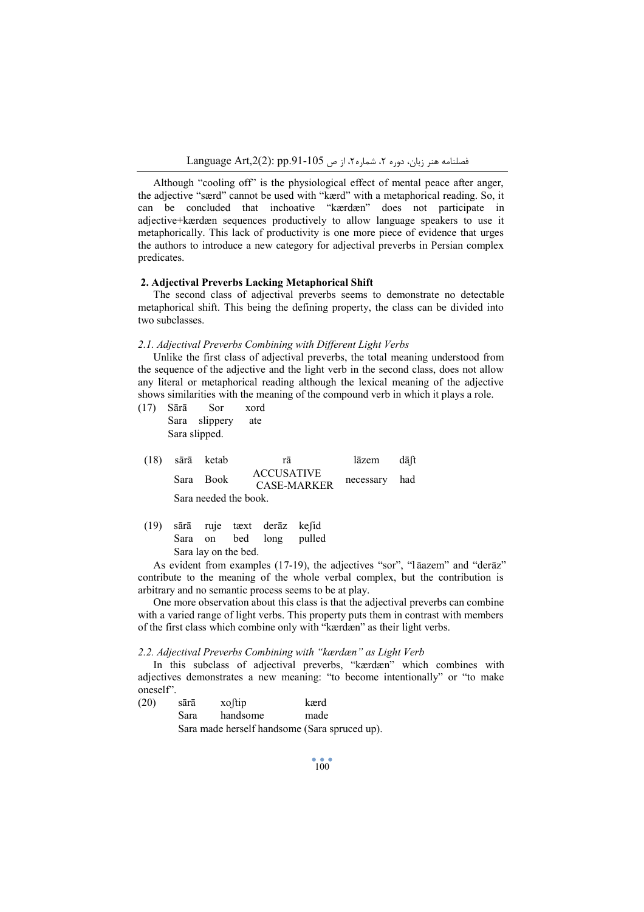Although “cooling off” is the physiological effect of mental peace after anger, the adjective “særd” cannot be used with “kærd” with a metaphorical reading. So, it can be concluded that inchoative “kærdæn” does not participate in adjective+kærdæn sequences productively to allow language speakers to use it metaphorically. This lack of productivity is one more piece of evidence that urges the authors to introduce a new category for adjectival preverbs in Persian complex predicates.

## 2. Adjectival Preverbs Lacking Metaphorical Shift

The second class of adjectival preverbs seems to demonstrate no detectable metaphorical shift. This being the defining property, the class can be divided into two subclasses.

### *2.1. Adjectival Preverbs Combining with Different Light Verbs*

Unlike the first class of adjectival preverbs, the total meaning understood from the sequence of the adjective and the light verb in the second class, does not allow any literal or metaphorical reading although the lexical meaning of the adjective shows similarities with the meaning of the compound verb in which it plays a role.

| (17) | Sārā | Sor | xord |
|---|---|---|---|
| | Sara | slippery | ate |
| | Sara slipped. | | |

| (18) | sārā | ketab | rā | lāzem | dāʃt |
|---|---|---|---|---|---|
| | Sara | Book | ACCUSATIVE CASE-MARKER | necessary | had |
| | Sara needed the book. | | | | |

| (19) | sārā | ruje | tæxt | derāz | keʃid |
|---|---|---|---|---|---|
| | Sara | on | bed | long | pulled |
| | Sara lay on the bed. | | | | |

As evident from examples (17-19), the adjectives “sor”, “l āazem” and “derāz” contribute to the meaning of the whole verbal complex, but the contribution is arbitrary and no semantic process seems to be at play.

One more observation about this class is that the adjectival preverbs can combine with a varied range of light verbs. This property puts them in contrast with members of the first class which combine only with “kærdæn” as their light verbs.

### *2.2. Adjectival Preverbs Combining with “kærdæn” as Light Verb*

In this subclass of adjectival preverbs, “kærdæn” which combines with adjectives demonstrates a new meaning: “to become intentionally” or “to make oneself”.

| (20) | sārā | xoʃtip | kærd |
|---|---|---|---|
| | Sara | handsome | made |
| | Sara made herself handsome (Sara spruced up). | | |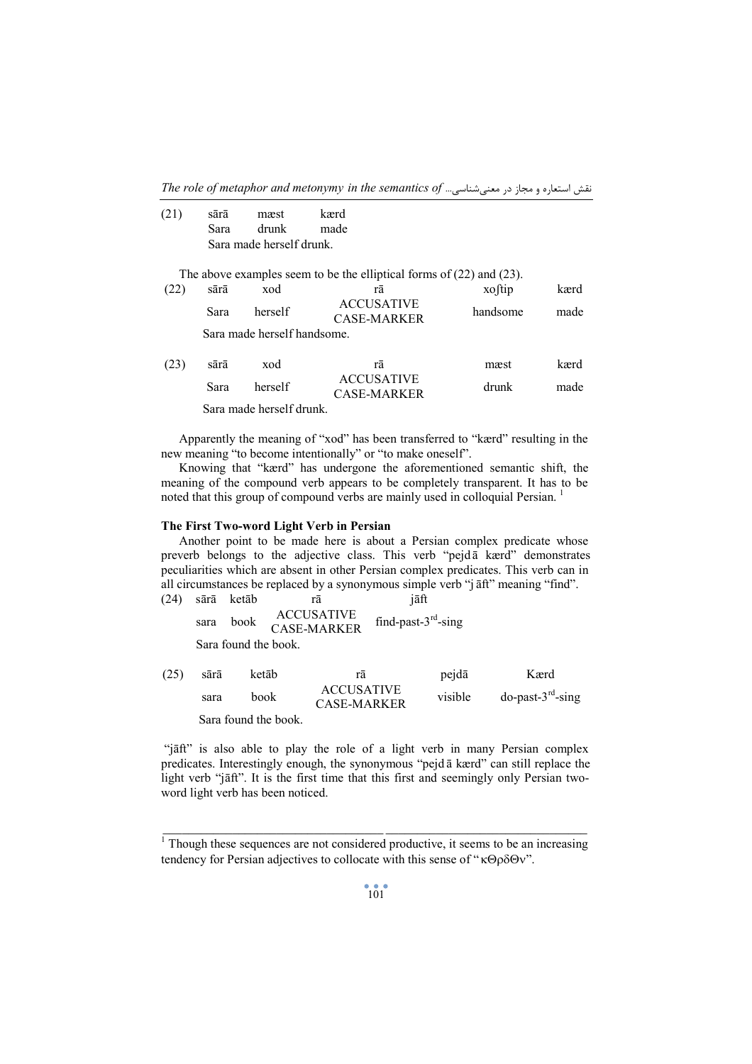(21) sārā mæst kærd
Sara drunk made
Sara made herself drunk.

The above examples seem to be the elliptical forms of (22) and (23).

| (22) | sārā | xod | rā | xoʃtip | kærd |
|---|---|---|---|---|---|
| | Sara | herself | ACCUSATIVE CASE-MARKER | handsome | made |
| | Sara made herself handsome. | | | | |

| (23) | sārā | xod | rā | mæst | kærd |
|---|---|---|---|---|---|
| | Sara | herself | ACCUSATIVE CASE-MARKER | drunk | made |
| | Sara made herself drunk. | | | | |

Apparently the meaning of "xod" has been transferred to "kærd" resulting in the new meaning "to become intentionally" or "to make oneself".

Knowing that "kærd" has undergone the aforementioned semantic shift, the meaning of the compound verb appears to be completely transparent. It has to be noted that this group of compound verbs are mainly used in colloquial Persian. [1]

**The First Two-word Light Verb in Persian**

Another point to be made here is about a Persian complex predicate whose preverb belongs to the adjective class. This verb "pejdā kærd" demonstrates peculiarities which are absent in other Persian complex predicates. This verb can in all circumstances be replaced by a synonymous simple verb "j āft" meaning "find".

| (24) | sārā | ketāb | rā | jāft |
|---|---|---|---|---|
| | sara | book | ACCUSATIVE CASE-MARKER | find-past-3rd-sing |
| | Sara found the book. | | | |

| (25) | sārā | ketāb | rā | pejdā | Kærd |
|---|---|---|---|---|---|
| | sara | book | ACCUSATIVE CASE-MARKER | visible | do-past-3rd-sing |
| | Sara found the book. | | | | |

"jāft" is also able to play the role of a light verb in many Persian complex predicates. Interestingly enough, the synonymous "pejd ā kærd" can still replace the light verb "jāft". It is the first time that this first and seemingly only Persian two-word light verb has been noticed.

---

[1] Though these sequences are not considered productive, it seems to be an increasing tendency for Persian adjectives to collocate with this sense of "κΘρδΘν".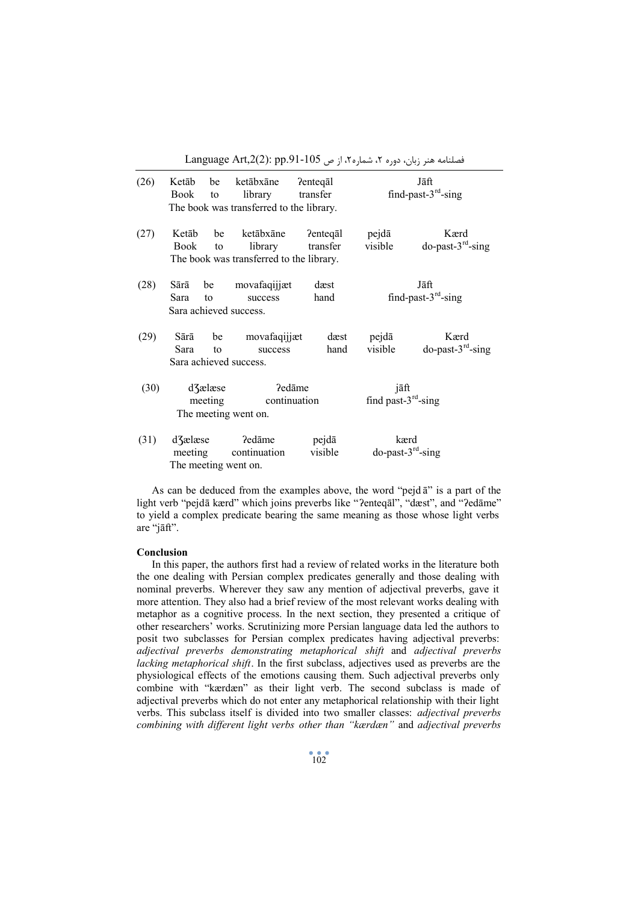(26) Ketāb be ketābxāne ʔenteqāl Jāft
Book to library transfer find-past-3rd-sing
The book was transferred to the library.

(27) Ketāb be ketābxāne ʔenteqāl pejdā Kærd
Book to library transfer visible do-past-3rd-sing
The book was transferred to the library.

(28) Sārā be movafaqijjæt dæst Jāft
Sara to success hand find-past-3rd-sing
Sara achieved success.

(29) Sārā be movafaqijjæt dæst pejdā Kærd
Sara to success hand visible do-past-3rd-sing
Sara achieved success.

(30) dʒælæse ʔedāme jāft
meeting continuation find past-3rd-sing
The meeting went on.

(31) dʒælæse ʔedāme pejdā kærd
meeting continuation visible do-past-3rd-sing
The meeting went on.

As can be deduced from the examples above, the word "pejd ā" is a part of the light verb "pejdā kærd" which joins preverbs like "ʔenteqāl", "dæst", and "ʔedāme" to yield a complex predicate bearing the same meaning as those whose light verbs are "jāft".

**Conclusion**

In this paper, the authors first had a review of related works in the literature both the one dealing with Persian complex predicates generally and those dealing with nominal preverbs. Wherever they saw any mention of adjectival preverbs, gave it more attention. They also had a brief review of the most relevant works dealing with metaphor as a cognitive process. In the next section, they presented a critique of other researchers' works. Scrutinizing more Persian language data led the authors to posit two subclasses for Persian complex predicates having adjectival preverbs: *adjectival preverbs demonstrating metaphorical shift* and *adjectival preverbs lacking metaphorical shift*. In the first subclass, adjectives used as preverbs are the physiological effects of the emotions causing them. Such adjectival preverbs only combine with "kærdæn" as their light verb. The second subclass is made of adjectival preverbs which do not enter any metaphorical relationship with their light verbs. This subclass itself is divided into two smaller classes: *adjectival preverbs combining with different light verbs other than "kærdæn"* and *adjectival preverbs*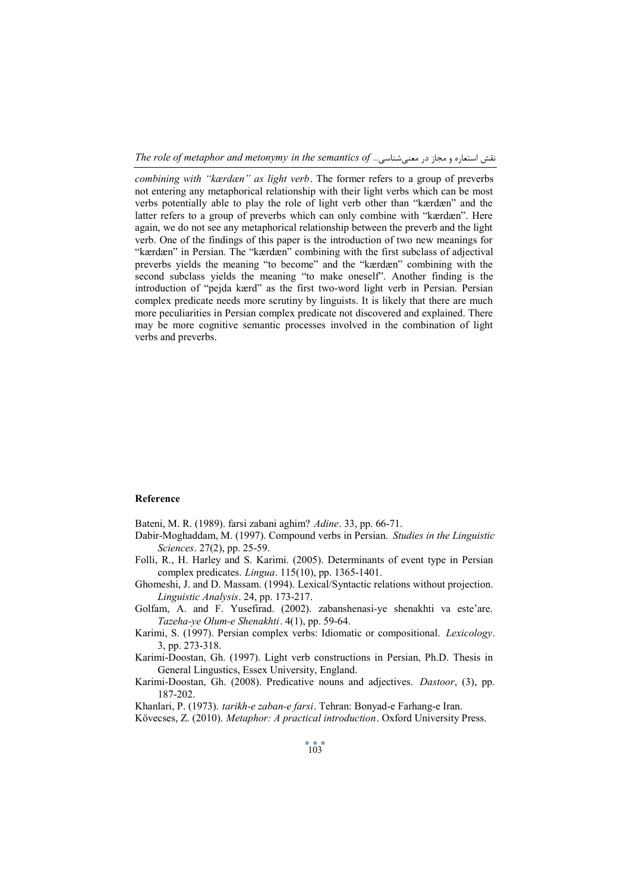*combining with "kærdæn" as light verb*. The former refers to a group of preverbs not entering any metaphorical relationship with their light verbs which can be most verbs potentially able to play the role of light verb other than "kærdæn" and the latter refers to a group of preverbs which can only combine with "kærdæn". Here again, we do not see any metaphorical relationship between the preverb and the light verb. One of the findings of this paper is the introduction of two new meanings for "kærdæn" in Persian. The "kærdæn" combining with the first subclass of adjectival preverbs yields the meaning "to become" and the "kærdæn" combining with the second subclass yields the meaning "to make oneself". Another finding is the introduction of "pejda kærd" as the first two-word light verb in Persian. Persian complex predicate needs more scrutiny by linguists. It is likely that there are much more peculiarities in Persian complex predicate not discovered and explained. There may be more cognitive semantic processes involved in the combination of light verbs and preverbs.

## Reference

Bateni, M. R. (1989). farsi zabani aghim? *Adine*. 33, pp. 66-71.

Dabir-Moghaddam, M. (1997). Compound verbs in Persian. *Studies in the Linguistic Sciences*. 27(2), pp. 25-59.

Folli, R., H. Harley and S. Karimi. (2005). Determinants of event type in Persian complex predicates. *Lingua*. 115(10), pp. 1365-1401.

Ghomeshi, J. and D. Massam. (1994). Lexical/Syntactic relations without projection. *Linguistic Analysis*. 24, pp. 173-217.

Golfam, A. and F. Yusefirad. (2002). zabanshenasi-ye shenakhti va este'are. *Tazeha-ye Olum-e Shenakhti*. 4(1), pp. 59-64.

Karimi, S. (1997). Persian complex verbs: Idiomatic or compositional. *Lexicology*. 3, pp. 273-318.

Karimi-Doostan, Gh. (1997). Light verb constructions in Persian, Ph.D. Thesis in General Lingustics, Essex University, England.

Karimi-Doostan, Gh. (2008). Predicative nouns and adjectives. *Dastoor*, (3), pp. 187-202.

Khanlari, P. (1973). *tarikh-e zaban-e farsi*. Tehran: Bonyad-e Farhang-e Iran.

Kövecses, Z. (2010). *Metaphor: A practical introduction*. Oxford University Press.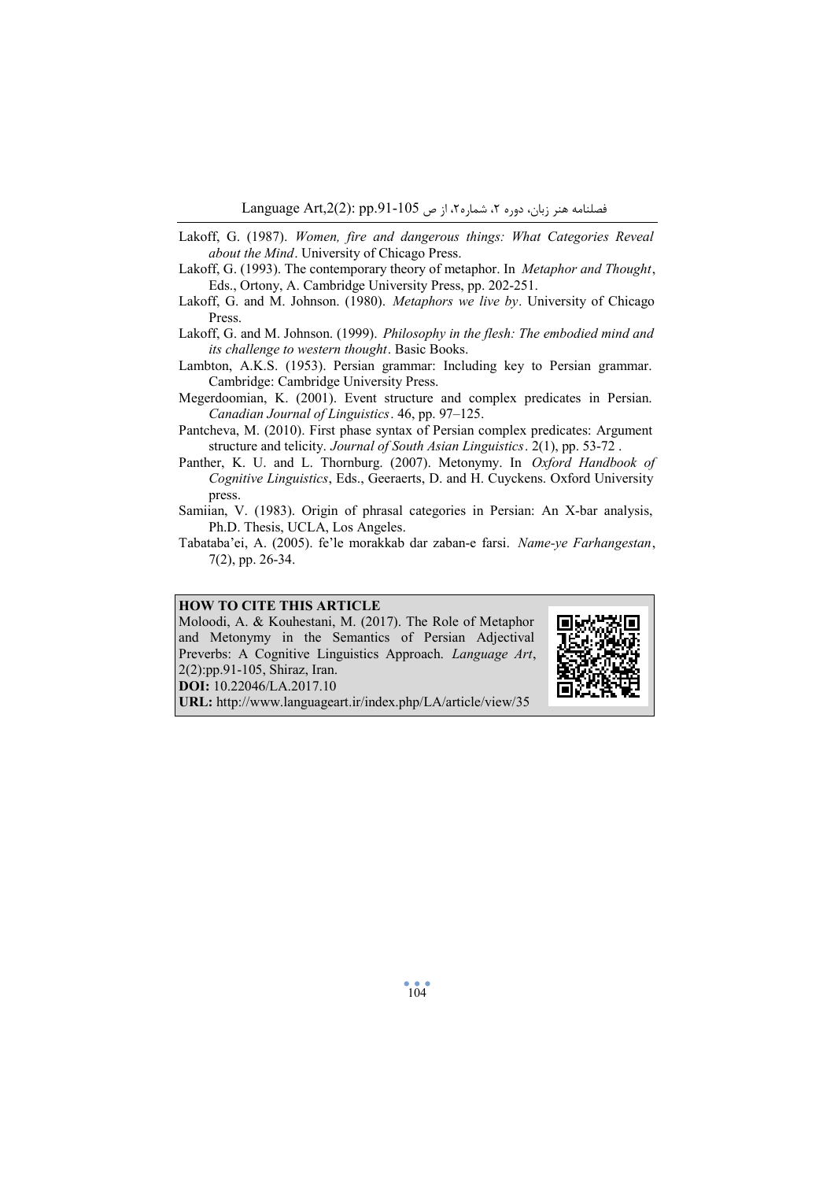Lakoff, G. (1987). *Women, fire and dangerous things: What Categories Reveal about the Mind*. University of Chicago Press.

Lakoff, G. (1993). The contemporary theory of metaphor. In *Metaphor and Thought*, Eds., Ortony, A. Cambridge University Press, pp. 202-251.

Lakoff, G. and M. Johnson. (1980). *Metaphors we live by*. University of Chicago Press.

Lakoff, G. and M. Johnson. (1999). *Philosophy in the flesh: The embodied mind and its challenge to western thought*. Basic Books.

Lambton, A.K.S. (1953). Persian grammar: Including key to Persian grammar. Cambridge: Cambridge University Press.

Megerdoomian, K. (2001). Event structure and complex predicates in Persian. *Canadian Journal of Linguistics*. 46, pp. 97–125.

Pantcheva, M. (2010). First phase syntax of Persian complex predicates: Argument structure and telicity. *Journal of South Asian Linguistics*. 2(1), pp. 53-72 .

Panther, K. U. and L. Thornburg. (2007). Metonymy. In *Oxford Handbook of Cognitive Linguistics*, Eds., Geeraerts, D. and H. Cuyckens. Oxford University press.

Samiian, V. (1983). Origin of phrasal categories in Persian: An X-bar analysis, Ph.D. Thesis, UCLA, Los Angeles.

Tabataba'ei, A. (2005). fe'le morakkab dar zaban-e farsi. *Name-ye Farhangestan*, 7(2), pp. 26-34.

**HOW TO CITE THIS ARTICLE**

Moloodi, A. & Kouhestani, M. (2017). The Role of Metaphor and Metonymy in the Semantics of Persian Adjectival Preverbs: A Cognitive Linguistics Approach. *Language Art*, 2(2):pp.91-105, Shiraz, Iran.

**DOI:** 10.22046/LA.2017.10

**URL:** http://www.languageart.ir/index.php/LA/article/view/35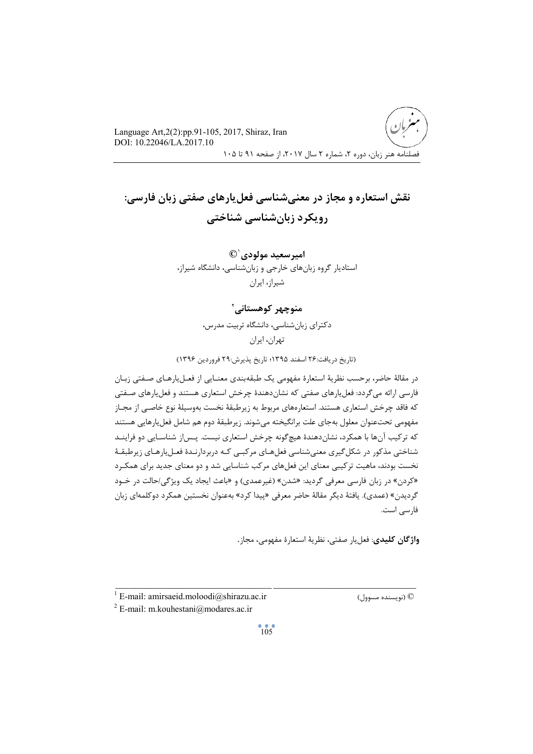# نقش استعاره و مجاز در معنی‌شناسی فعل‌یارهای صفتی زبان فارسی: رویکرد زبان‌شناسی شناختی

**امیرسعید مولودی**[1] ©

استادیار گروه زبان‌های خارجی و زبان‌شناسی، دانشگاه شیراز، شیراز، ایران

**منوچهر کوهستانی**[2]

دکترای زبان‌شناسی، دانشگاه تربیت مدرس، تهران، ایران

(تاریخ دریافت:۲۶ اسفند ۱۳۹۵؛ تاریخ پذیرش:۲۹ فروردین ۱۳۹۶)

در مقالهٔ حاضر، برحسب نظریهٔ استعارهٔ مفهومی یک طبقه‌بندی معنایی از فعل‌یارهای صفتی زبان فارسی ارائه می‌گردد: فعل‌یارهای صفتی که نشان‌دهندهٔ چرخش استعاری هستند و فعل‌یارهای صفتی که فاقد چرخش استعاری هستند. استعاره‌های مربوط به زیرطبقهٔ نخست به‌وسیلهٔ نوع خاصی از مجاز مفهومی تحت‌عنوان معلول به‌جای علت برانگیخته می‌شوند. زیرطبقهٔ دوم هم شامل فعل‌یارهایی هستند که ترکیب آن‌ها با همکرد، نشان‌دهندهٔ هیچ‌گونه چرخش استعاری نیست. پس‌از شناسایی دو فرایند شناختی مذکور در شکل‌گیری معنی‌شناسی فعل‌های مرکبی که دربردارندهٔ فعل‌یارهای زیرطبقهٔ نخست بودند، ماهیت ترکیبی معنای این فعل‌های مرکب شناسایی شد و دو معنای جدید برای همکرد «کردن» در زبان فارسی معرفی گردید: «شدن» (غیرعمدی) و «باعث ایجاد یک ویژگی/حالت در خود گردیدن» (عمدی). یافتهٔ دیگر مقالهٔ حاضر معرفی «پیدا کرد» به‌عنوان نخستین همکرد دوکلمه‌ای زبان فارسی است.

**واژگان کلیدی**: فعل‌یار صفتی، نظریهٔ استعارهٔ مفهومی، مجاز.

---

[1] E-mail: amirsaeid.moloodi@shirazu.ac.ir

© (نویسنده مسوول)

[2] E-mail: m.kouhestani@modares.ac.ir